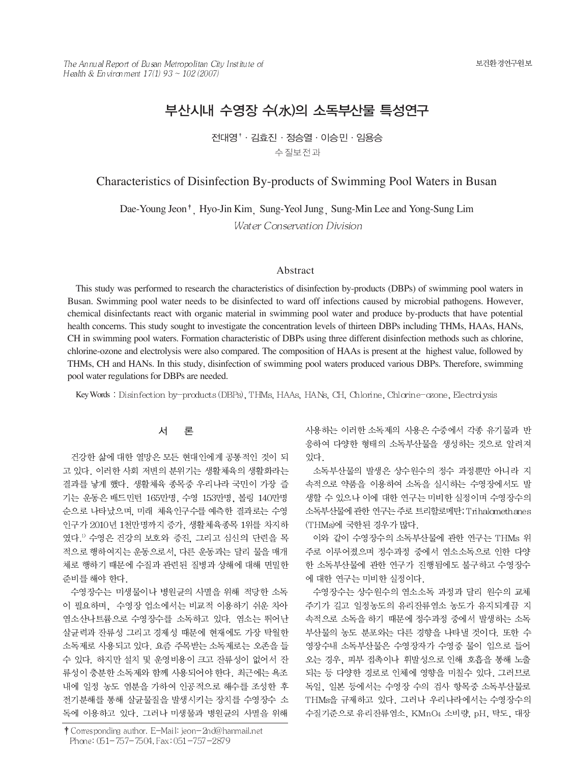# 부산시내 수영장 수(水)의 소독부산물 특성연구

전대영[†] · 김효진 · 정승열 · 이승민 · 임용승

수질보전과

# Characteristics of Disinfection By-products of Swimming Pool Waters in Busan

Dae-Young Jeon[†], Hyo-Jin Kim, Sung-Yeol Jung, Sung-Min Lee and Yong-Sung Lim

*Water Conservation Division*

## Abstract

This study was performed to research the characteristics of disinfection by-products (DBPs) of swimming pool waters in Busan. Swimming pool water needs to be disinfected to ward off infections caused by microbial pathogens. However, chemical disinfectants react with organic material in swimming pool water and produce by-products that have potential health concerns. This study sought to investigate the concentration levels of thirteen DBPs including THMs, HAAs, HANs, CH in swimming pool waters. Formation characteristic of DBPs using three different disinfection methods such as chlorine, chlorine-ozone and electrolysis were also compared. The composition of HAAs is present at the highest value, followed by THMs, CH and HANs. In this study, disinfection of swimming pool waters produced various DBPs. Therefore, swimming pool water regulations for DBPs are needed.

Key Words : Disinfection by-products(DBPs), THMs, HAAs, HANs, CH, Chlorine, Chlorine-ozone, Electrolysis

## 서 론

건강한 삶에 대한 열망은 모든 현대인에게 공통적인 것이 되고 있다. 이러한 사회 저변의 분위기는 생활체육의 생활화라는 결과를 낳게 했다. 생활체육 종목중 우리나라 국민이 가장 즐기는 운동은 배드민턴 165만명, 수영 153만명, 볼링 140만명 순으로 나타났으며, 미래 체육인구수를 예측한 결과로는 수영 인구가 2010년 1천만명까지 증가, 생활체육종목 1위를 차지하였다.[1] 수영은 건강의 보호와 증진, 그리고 심신의 단련을 목적으로 행하여지는 운동으로서, 다른 운동과는 달리 물을 매개체로 행하기 때문에 수질과 관련된 질병과 상해에 대해 면밀한 준비를 해야 한다.

수영장수는 미생물이나 병원균의 사멸을 위해 적당한 소독이 필요하며, 수영장 업소에서는 비교적 이용하기 쉬운 차아염소산나트륨으로 수영장수를 소독하고 있다. 염소는 뛰어난 살균력과 잔류성 그리고 경제성 때문에 현재에도 가장 탁월한 소독제로 사용되고 있다. 요즘 주목받는 소독제로는 오존을 들 수 있다. 하지만 설치 및 운영비용이 크고 잔류성이 없어서 잔류성이 충분한 소독제와 함께 사용되어야 한다. 최근에는 욕조내에 일정 농도 염분을 가하여 인공적으로 해수를 조성한 후 전기분해를 통해 살균물질을 발생시키는 장치를 수영장수 소독에 이용하고 있다. 그러나 미생물과 병원균의 사멸을 위해 사용하는 이러한 소독제의 사용은 수중에서 각종 유기물과 반응하여 다양한 형태의 소독부산물을 생성하는 것으로 알려져 있다.

소독부산물의 발생은 상수원수의 정수 과정뿐만 아니라 지속적으로 약품을 이용하여 소독을 실시하는 수영장에서도 발생할 수 있으나 이에 대한 연구는 미비한 실정이며 수영장수의 소독부산물에 관한 연구는 주로 트리할로메탄; Trihalomethanes (THMs)에 국한된 경우가 많다.

이와 같이 수영장수의 소독부산물에 관한 연구는 THMs 위주로 이루어졌으며 정수과정 중에서 염소소독으로 인한 다양한 소독부산물에 관한 연구가 진행됨에도 불구하고 수영장수에 대한 연구는 미비한 실정이다.

수영장수는 상수원수의 염소소독 과정과 달리 원수의 교체주기가 길고 일정농도의 유리잔류염소 농도가 유지되게끔 지속적으로 소독을 하기 때문에 정수과정 중에서 발생하는 소독부산물의 농도 분포와는 다른 경향을 나타낼 것이다. 또한 수영장수내 소독부산물은 수영장자가 수영중 물이 입으로 들어오는 경우, 피부 접촉이나 휘발성으로 인해 호흡을 통해 노출되는 등 다양한 경로로 인체에 영향을 미칠수 있다. 그러므로 독일, 일본 등에서는 수영장 수의 검사 항목중 소독부산물로 THMs을 규제하고 있다. 그러나 우리나라에서는 수영장수의 수질기준으로 유리잔류염소, $KMnO_4$ 소비량, pH, 탁도, 대장

---

† Corresponding author. E-Mail: jeon-2nd@hanmail.net
Phone: 051-757-7504, Fax: 051-757-2879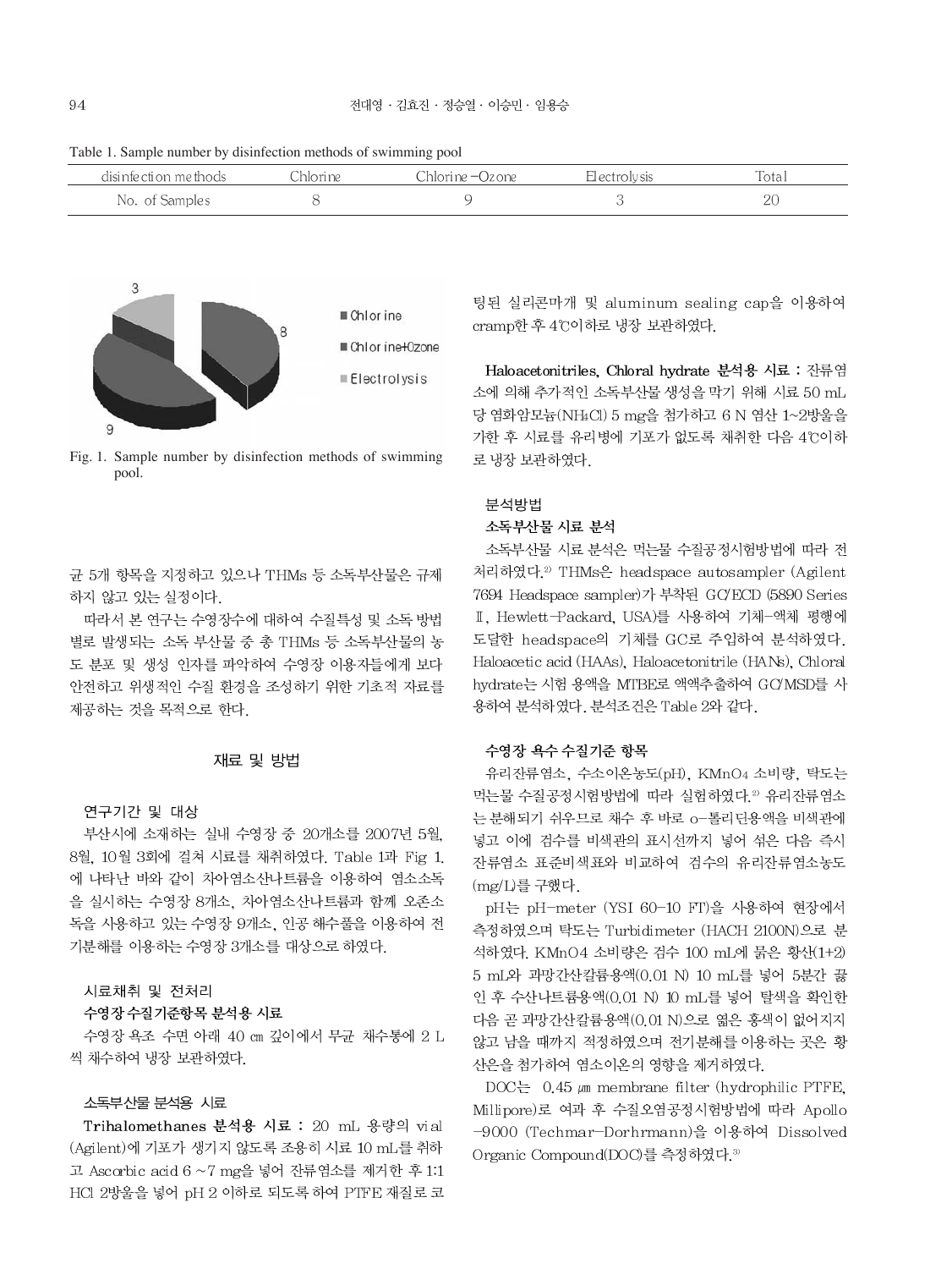Table 1. Sample number by disinfection methods of swimming pool

| disinfection methods | Chlorine | Chlorine-Ozone | Electrolysis | Total |
|---|---|---|---|---|
| No. of Samples | 8 | 9 | 3 | 20 |

3

8

9

Chlorine

Chlorine+Ozone

Electrolysis

Fig. 1. Sample number by disinfection methods of swimming pool.

균 5개 항목을 지정하고 있으나 THMs 등 소독부산물은 규제하지 않고 있는 실정이다.

따라서 본 연구는 수영장수에 대하여 수질특성 및 소독 방법별로 발생되는 소독 부산물 중 총 THMs 등 소독부산물의 농도 분포 및 생성 인자를 파악하여 수영장 이용자들에게 보다 안전하고 위생적인 수질 환경을 조성하기 위한 기초적 자료를 제공하는 것을 목적으로 한다.

## 재료 및 방법

### 연구기간 및 대상

부산시에 소재하는 실내 수영장 중 20개소를 2007년 5월, 8월, 10월 3회에 걸쳐 시료를 채취하였다. Table 1과 Fig 1.에 나타난 바와 같이 차아염소산나트륨을 이용하여 염소소독을 실시하는 수영장 8개소, 차아염소산나트륨과 함께 오존소독을 사용하고 있는 수영장 9개소, 인공 해수풀을 이용하여 전기분해를 이용하는 수영장 3개소를 대상으로 하였다.

### 시료채취 및 전처리

#### 수영장수질기준항목 분석용 시료

수영장 욕조 수면 아래 40 ㎝ 깊이에서 무균 채수통에 2 L씩 채수하여 냉장 보관하였다.

#### 소독부산물 분석용 시료

**Trihalomethanes 분석용 시료 :** 20 mL 용량의 vial (Agilent)에 기포가 생기지 않도록 조용히 시료 10 mL를 취하고 Ascorbic acid 6 ~7 mg을 넣어 잔류염소를 제거한 후 1:1 HCl 2방울을 넣어 pH 2 이하로 되도록 하여 PTFE 재질로 코팅된 실리콘마개 및 aluminum sealing cap을 이용하여 cramp한 후 4℃이하로 냉장 보관하였다.

**Haloacetonitriles, Chloral hydrate 분석용 시료 :** 잔류염소에 의해 추가적인 소독부산물 생성을 막기 위해 시료 50 mL 당 염화암모늄($NH_4Cl$) 5 mg을 첨가하고 6 N 염산 1~2방울을 가한 후 시료를 유리병에 기포가 없도록 채취한 다음 4℃이하로 냉장 보관하였다.

### 분석방법

#### 소독부산물 시료 분석

소독부산물 시료 분석은 먹는물 수질공정시험방법에 따라 전처리하였다.[2] THMs은 headspace autosampler (Agilent 7694 Headspace sampler)가 부착된 GC/ECD (5890 Series Ⅱ, Hewlett-Packard, USA)를 사용하여 기체-액체 평형에 도달한 headspace의 기체를 GC로 주입하여 분석하였다. Haloacetic acid (HAAs), Haloacetonitrile (HANs), Chloral hydrate는 시험 용액을 MTBE로 액액추출하여 GC/MSD를 사용하여 분석하였다. 분석조건은 Table 2와 같다.

#### 수영장 욕수 수질기준 항목

유리잔류염소, 수소이온농도(pH), $KMnO_4$ 소비량, 탁도는 먹는물 수질공정시험방법에 따라 실험하였다.[2] 유리잔류염소는 분해되기 쉬우므로 채수 후 바로 o-톨리딘용액을 비색관에 넣고 이에 검수를 비색관의 표시선까지 넣어 섞은 다음 즉시 잔류염소 표준비색표와 비교하여 검수의 유리잔류염소농도 (mg/L)를 구했다.

pH는 pH-meter (YSI 60-10 FT)을 사용하여 현장에서 측정하였으며 탁도는 Turbidimeter (HACH 2100N)으로 분석하였다. $KMnO_4$ 소비량은 검수 100 mL에 묽은 황산(1+2) 5 mL와 과망간산칼륨용액(0.01 N) 10 mL를 넣어 5분간 끓인 후 수산나트륨용액(0.01 N) 10 mL를 넣어 탈색을 확인한 다음 곧 과망간산칼륨용액(0.01 N)으로 엷은 홍색이 없어지지 않고 남을 때까지 적정하였으며 전기분해를 이용하는 곳은 황산은을 첨가하여 염소이온의 영향을 제거하였다.

DOC는 0.45 ㎛ membrane filter (hydrophilic PTFE, Millipore)로 여과 후 수질오염공정시험방법에 따라 Apollo-9000 (Techmar-Dorhrmann)을 이용하여 Dissolved Organic Compound(DOC)를 측정하였다.[3]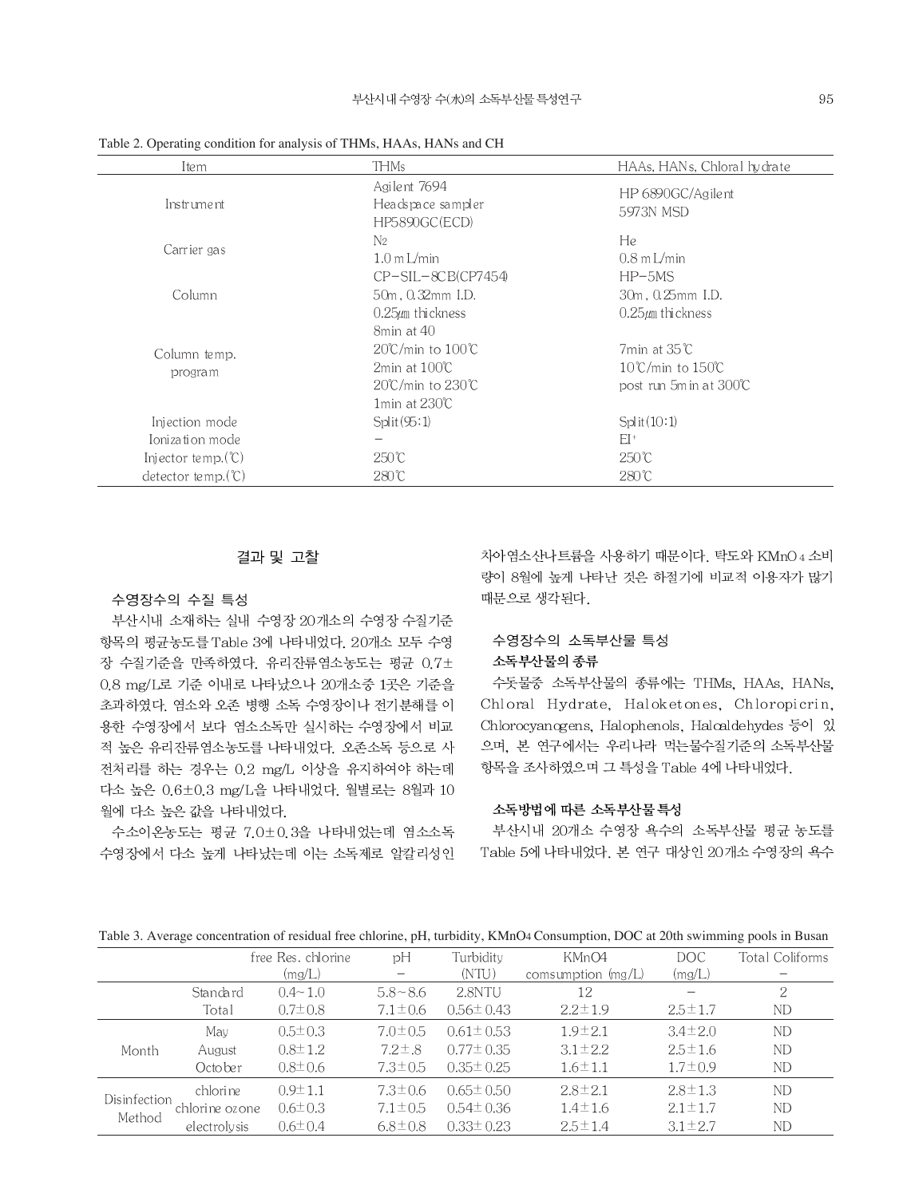Table 2. Operating condition for analysis of THMs, HAAs, HANs and CH

| Item | THMs | HAAs, HANs, Chloral hydrate |
|---|---|---|
| Instrument | Agilent 7694<br>Headspace sampler<br>HP5890GC(ECD) | HP 6890GC/Agilent<br>5973N MSD |
| Carrier gas | $N_2$<br>1.0 mL/min | He<br>0.8 mL/min |
| Column | CP-SIL-8CB(CP7454)<br>50m, 0.32mm I.D.<br>0.25㎛ thickness | HP-5MS<br>30m, 0.25mm I.D.<br>0.25㎛ thickness |
| Column temp. program | 8min at 40<br>20℃/min to 100℃<br>2min at 100℃<br>20℃/min to 230℃<br>1min at 230℃ | 7min at 35℃<br>10℃/min to 150℃<br>post run 5min at 300℃ |
| Injection mode | Split(95:1) | Split(10:1) |
| Ionization mode | - | $EI^+$ |
| Injector temp.(℃) | 250℃ | 250℃ |
| detector temp.(℃) | 280℃ | 280℃ |

## 결과 및 고찰

### 수영장수의 수질 특성

부산시내 소재하는 실내 수영장 20개소의 수영장 수질기준 항목의 평균농도를 Table 3에 나타내었다. 20개소 모두 수영장 수질기준을 만족하였다. 유리잔류염소농도는 평균 0.7±0.8 mg/L로 기준 이내로 나타났으나 20개소중 1곳은 기준을 초과하였다. 염소와 오존 병행 소독 수영장이나 전기분해를 이용한 수영장에서 보다 염소소독만 실시하는 수영장에서 비교적 높은 유리잔류염소농도를 나타내었다. 오존소독 등으로 사전처리를 하는 경우는 0.2 mg/L 이상을 유지하여야 하는데 다소 높은 0.6±0.3 mg/L을 나타내었다. 월별로는 8월과 10월에 다소 높은 값을 나타내었다.

수소이온농도는 평균 7.0±0.3을 나타내었는데 염소소독 수영장에서 다소 높게 나타났는데 이는 소독제로 알칼리성인 차아염소산나트륨을 사용하기 때문이다. 탁도와 $KMnO_4$ 소비량이 8월에 높게 나타난 것은 하절기에 비교적 이용자가 많기 때문으로 생각된다.

### 수영장수의 소독부산물 특성

#### 소독부산물의 종류

수돗물중 소독부산물의 종류에는 THMs, HAAs, HANs, Chloral Hydrate, Haloketones, Chloropicrin, Chlorocyanogens, Halophenols, Haloaldehydes 등이 있으며, 본 연구에서는 우리나라 먹는물수질기준의 소독부산물 항목을 조사하였으며 그 특성을 Table 4에 나타내었다.

#### 소독방법에 따른 소독부산물 특성

부산시내 20개소 수영장 욕수의 소독부산물 평균 농도를 Table 5에 나타내었다. 본 연구 대상인 20개소 수영장의 욕수

Table 3. Average concentration of residual free chlorine, pH, turbidity, $KMnO_4$ Consumption, DOC at 20th swimming pools in Busan

| | | free Res. chlorine (mg/L) | pH<br>- | Turbidity (NTU) | KMnO4 comsumption (mg/L) | DOC (mg/L) | Total Coliforms<br>- |
|---|---|---|---|---|---|---|---|
| | Standard | 0.4~1.0 | 5.8~8.6 | 2.8NTU | 12 | - | 2 |
| | Total | 0.7±0.8 | 7.1±0.6 | 0.56±0.43 | 2.2±1.9 | 2.5±1.7 | ND |
| Month | May | 0.5±0.3 | 7.0±0.5 | 0.61±0.53 | 1.9±2.1 | 3.4±2.0 | ND |
| | August | 0.8±1.2 | 7.2±.8 | 0.77±0.35 | 3.1±2.2 | 2.5±1.6 | ND |
| | October | 0.8±0.6 | 7.3±0.5 | 0.35±0.25 | 1.6±1.1 | 1.7±0.9 | ND |
| Disinfection Method | chlorine | 0.9±1.1 | 7.3±0.6 | 0.65±0.50 | 2.8±2.1 | 2.8±1.3 | ND |
| | chlorine ozone | 0.6±0.3 | 7.1±0.5 | 0.54±0.36 | 1.4±1.6 | 2.1±1.7 | ND |
| | electrolysis | 0.6±0.4 | 6.8±0.8 | 0.33±0.23 | 2.5±1.4 | 3.1±2.7 | ND |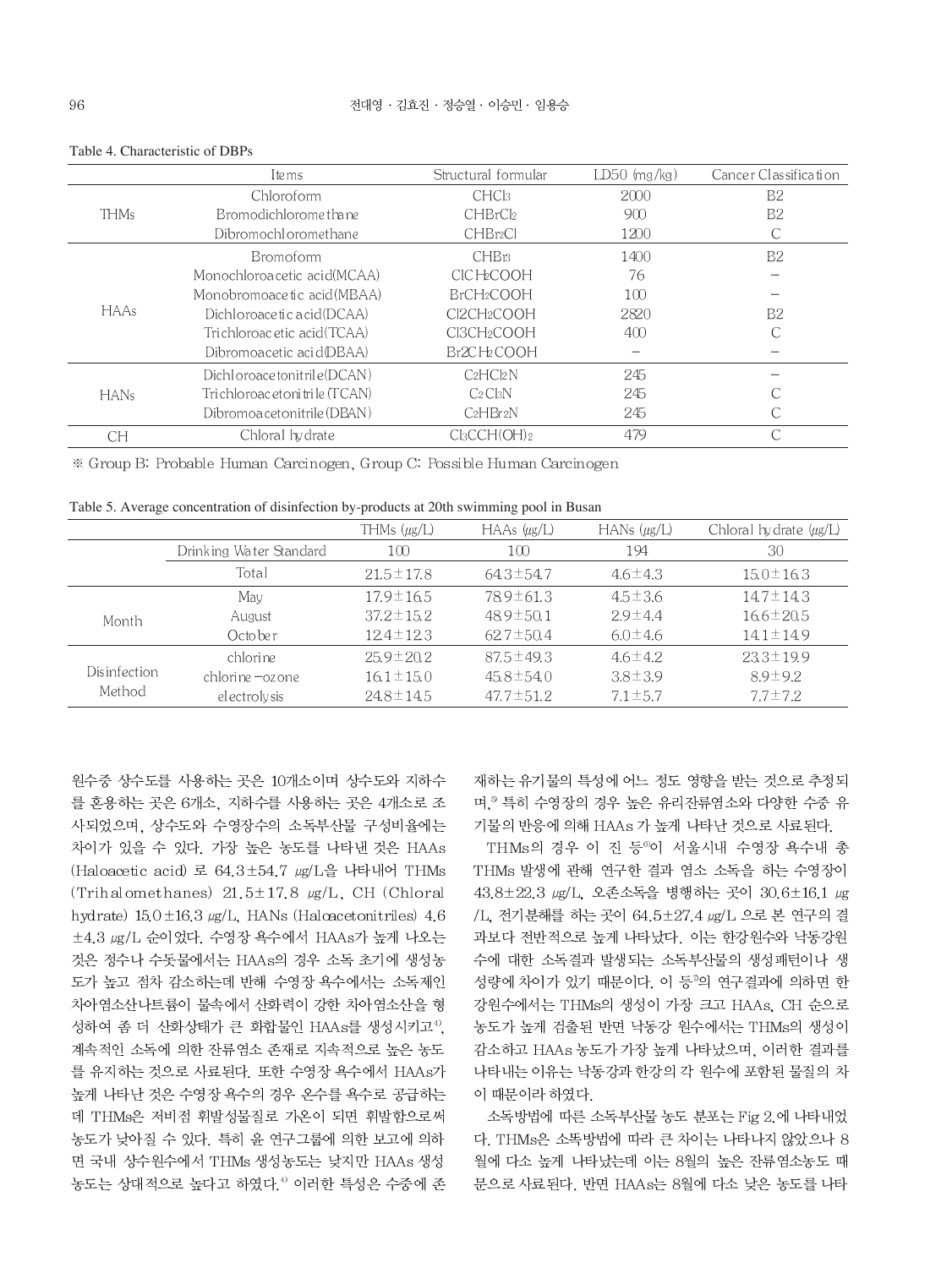Table 4. Characteristic of DBPs

| | Items | Structural formular | LD50 (mg/kg) | Cancer Classification |
|---|---|---|---|---|
| THMs | Chloroform | $CHCl_3$ | 2000 | B2 |
| | Bromodichloromethane | $CHBrCl_2$ | 900 | B2 |
| | Dibromochloromethane | $CHBr_2Cl$ | 1200 | C |
| HAAs | Bromoform | $CHBr_3$ | 1400 | B2 |
| | Monochloroacetic acid(MCAA) | $ClCH_2COOH$ | 76 | – |
| | Monobromoacetic acid(MBAA) | $BrCH_2COOH$ | 100 | – |
| | Dichloroacetic acid(DCAA) | $Cl2CH_2COOH$ | 2820 | B2 |
| | Trichloroacetic acid(TCAA) | $Cl3CH_2COOH$ | 400 | C |
| | Dibromoacetic acid(DBAA) | $Br2CH_2COOH$ | – | – |
| HANs | Dichloroacetonitrile(DCAN) | $C_2HCl_2N$ | 245 | – |
| | Trichloroacetonitrile(TCAN) | $C_2Cl_3N$ | 245 | C |
| | Dibromoacetonitrile(DBAN) | $C_2HBr_2N$ | 245 | C |
| CH | Chloral hydrate | $Cl_3CCH(OH)_2$ | 479 | C |

※ Group B: Probable Human Carcinogen, Group C: Possible Human Carcinogen

Table 5. Average concentration of disinfection by-products at 20th swimming pool in Busan

| | | THMs (㎍/L) | HAAs (㎍/L) | HANs (㎍/L) | Chloral hydrate (㎍/L) |
|---|---|---|---|---|---|
| | Drinking Water Standard | 100 | 100 | 194 | 30 |
| | Total | 21.5±17.8 | 64.3±54.7 | 4.6±4.3 | 15.0±16.3 |
| Month | May | 17.9±16.5 | 78.9±61.3 | 4.5±3.6 | 14.7±14.3 |
| | August | 37.2±15.2 | 48.9±50.1 | 2.9±4.4 | 16.6±20.5 |
| | October | 12.4±12.3 | 62.7±50.4 | 6.0±4.6 | 14.1±14.9 |
| Disinfection Method | chlorine | 25.9±20.2 | 87.5±49.3 | 4.6±4.2 | 23.3±19.9 |
| | chlorine-ozone | 16.1±15.0 | 45.8±54.0 | 3.8±3.9 | 8.9±9.2 |
| | electrolysis | 24.8±14.5 | 47.7±51.2 | 7.1±5.7 | 7.7±7.2 |

원수중 상수도를 사용하는 곳은 10개소이며 상수도와 지하수를 혼용하는 곳은 6개소, 지하수를 사용하는 곳은 4개소로 조사되었으며, 상수도와 수영장수의 소독부산물 구성비율에는 차이가 있을 수 있다. 가장 높은 농도를 나타낸 것은 HAAs (Haloacetic acid) 로 64.3±54.7 ㎍/L을 나타내어 THMs (Trihalomethanes) 21.5±17.8 ㎍/L, CH (Chloral hydrate) 15.0±16.3 ㎍/L, HANs (Haloacetonitriles) 4.6±4.3 ㎍/L 순이었다. 수영장 욕수에서 HAAs가 높게 나오는 것은 정수나 수돗물에서는 HAAs의 경우 소독 초기에 생성농도가 높고 점차 감소하는데 반해 수영장 욕수에서는 소독제인 차아염소산나트륨이 물속에서 산화력이 강한 차아염소산을 형성하여 좀 더 산화상태가 큰 화합물인 HAAs를 생성시키고[4], 계속적인 소독에 의한 잔류염소 존재로 지속적으로 높은 농도를 유지하는 것으로 사료된다. 또한 수영장 욕수에서 HAAs가 높게 나타난 것은 수영장 욕수의 경우 온수를 욕수로 공급하는데 THMs은 저비점 휘발성물질로 가온이 되면 휘발함으로써 농도가 낮아질 수 있다. 특히 윤 연구그룹에 의한 보고에 의하면 국내 상수원수에서 THMs 생성농도는 낮지만 HAAs 생성농도는 상대적으로 높다고 하였다.[4] 이러한 특성은 수중에 존재하는 유기물의 특성에 어느 정도 영향을 받는 것으로 추정되며,[5] 특히 수영장의 경우 높은 유리잔류염소와 다양한 수중 유기물의 반응에 의해 HAAs 가 높게 나타난 것으로 사료된다.

THMs의 경우 이 진 등[6]이 서울시내 수영장 욕수내 총 THMs 발생에 관해 연구한 결과 염소 소독을 하는 수영장이 43.8±22.3 ㎍/L, 오존소독을 병행하는 곳이 30.6±16.1 ㎍/L, 전기분해를 하는 곳이 64.5±27.4 ㎍/L 으로 본 연구의 결과보다 전반적으로 높게 나타났다. 이는 한강원수와 낙동강원수에 대한 소독결과 발생되는 소독부산물의 생성패턴이나 생성량에 차이가 있기 때문이다. 이 등[7]의 연구결과에 의하면 한강원수에서는 THMs의 생성이 가장 크고 HAAs, CH 순으로 농도가 높게 검출된 반면 낙동강 원수에서는 THMs의 생성이 감소하고 HAAs 농도가 가장 높게 나타났으며, 이러한 결과를 나타내는 이유는 낙동강과 한강의 각 원수에 포함된 물질의 차이 때문이라 하였다.

소독방법에 따른 소독부산물 농도 분포는 Fig 2.에 나타내었다. THMs은 소독방법에 따라 큰 차이는 나타나지 않았으나 8월에 다소 높게 나타났는데 이는 8월의 높은 잔류염소농도 때문으로 사료된다. 반면 HAAs는 8월에 다소 낮은 농도를 나타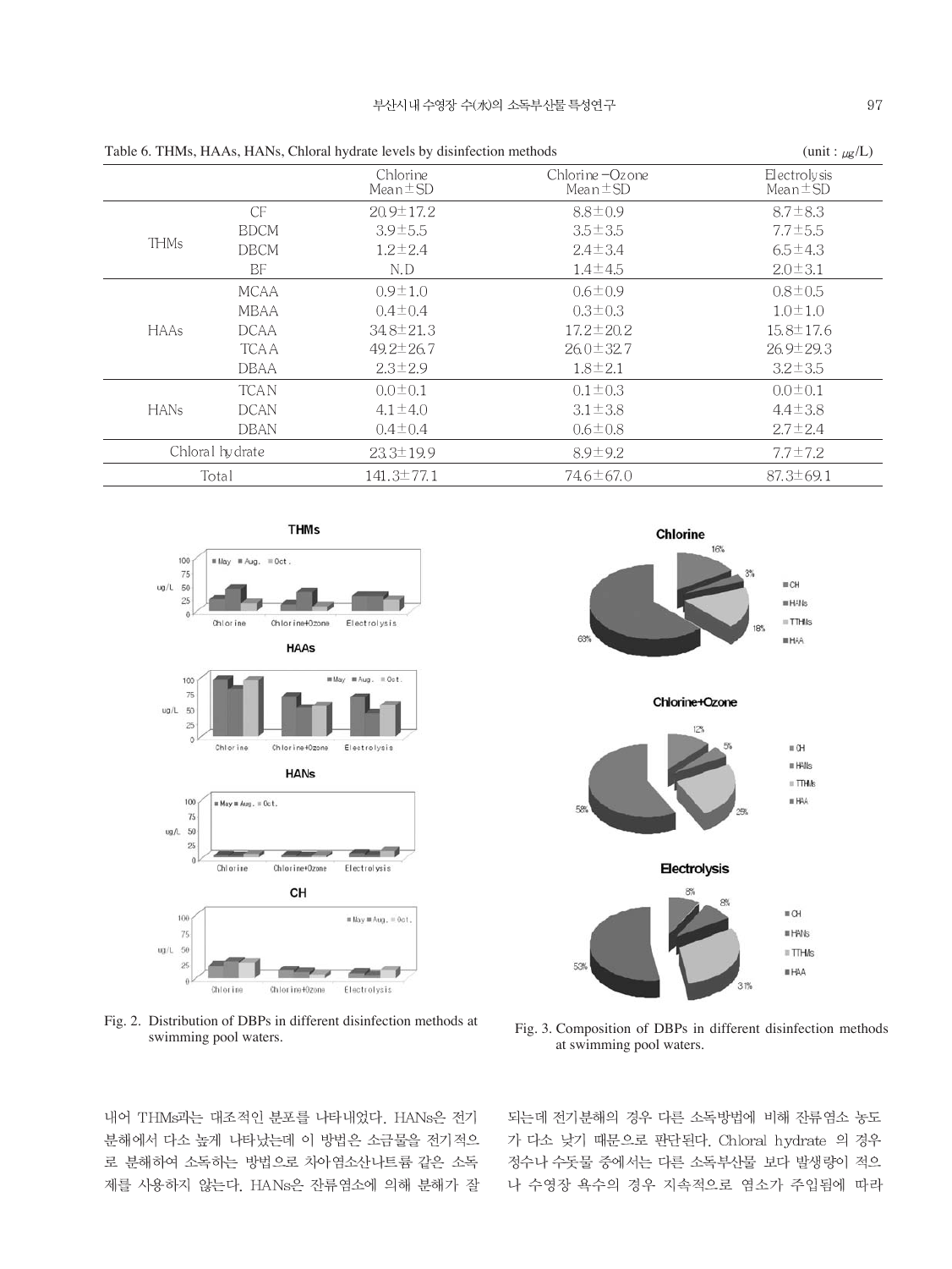Table 6. THMs, HAAs, HANs, Chloral hydrate levels by disinfection methods (unit : $\mu g/L$)

| | | Chlorine Mean±SD | Chlorine-Ozone Mean±SD | Electrolysis Mean±SD |
|---|---|---|---|---|
| THMs | CF | 20.9±17.2 | 8.8±0.9 | 8.7±8.3 |
| | BDCM | 3.9±5.5 | 3.5±3.5 | 7.7±5.5 |
| | DBCM | 1.2±2.4 | 2.4±3.4 | 6.5±4.3 |
| | BF | N.D | 1.4±4.5 | 2.0±3.1 |
| HAAs | MCAA | 0.9±1.0 | 0.6±0.9 | 0.8±0.5 |
| | MBAA | 0.4±0.4 | 0.3±0.3 | 1.0±1.0 |
| | DCAA | 34.8±21.3 | 17.2±20.2 | 15.8±17.6 |
| | TCAA | 49.2±26.7 | 26.0±32.7 | 26.9±29.3 |
| | DBAA | 2.3±2.9 | 1.8±2.1 | 3.2±3.5 |
| HANs | TCAN | 0.0±0.1 | 0.1±0.3 | 0.0±0.1 |
| | DCAN | 4.1±4.0 | 3.1±3.8 | 4.4±3.8 |
| | DBAN | 0.4±0.4 | 0.6±0.8 | 2.7±2.4 |
| Chloral hydrate | | 23.3±19.9 | 8.9±9.2 | 7.7±7.2 |
| Total | | 141.3±77.1 | 74.6±67.0 | 87.3±69.1 |

THMs
May Aug. Oct.
ug/L
100 75 50 25 0
Chlorine Chlorine+Ozone Electrolysis

HAAs
May Aug. Oct.
ug/L
100 75 50 25 0
Chlorine Chlorine+Ozone Electrolysis

HANs
May Aug. Oct.
ug/L
100 75 50 25 0
Chlorine Chlorine+Ozone Electrolysis

CH
May Aug. Oct.
ug/L
100 75 50 25 0
Chlorine Chlorine+Ozone Electrolysis

Fig. 2. Distribution of DBPs in different disinfection methods at swimming pool waters.

Chlorine
16% 3% 18% 63%
CH HANs TTHMs HAA

Chlorine+Ozone
12% 5% 25% 58%
CH HANs TTHMs HAA

Electrolysis
8% 8% 31% 53%
CH HANs TTHMs HAA

Fig. 3. Composition of DBPs in different disinfection methods at swimming pool waters.

내어 THMs과는 대조적인 분포를 나타내었다. HANs은 전기분해에서 다소 높게 나타났는데 이 방법은 소금물을 전기적으로 분해하여 소독하는 방법으로 차아염소산나트륨 같은 소독제를 사용하지 않는다. HANs은 잔류염소에 의해 분해가 잘 되는데 전기분해의 경우 다른 소독방법에 비해 잔류염소 농도가 다소 낮기 때문으로 판단된다. Chloral hydrate 의 경우 정수나 수돗물 중에서는 다른 소독부산물 보다 발생량이 적으나 수영장 욕수의 경우 지속적으로 염소가 주입됨에 따라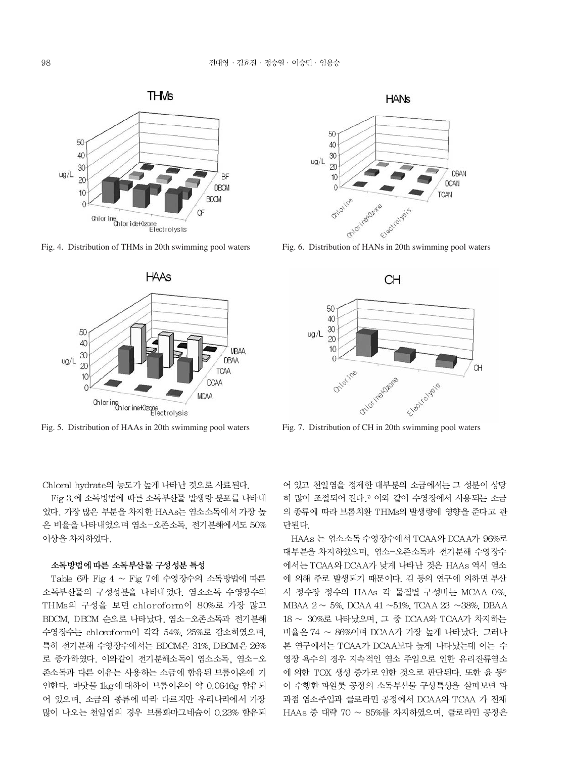Fig. 4. Distribution of THMs in 20th swimming pool waters

Fig. 6. Distribution of HANs in 20th swimming pool waters

Fig. 5. Distribution of HAAs in 20th swimming pool waters

Fig. 7. Distribution of CH in 20th swimming pool waters

Chloral hydrate의 농도가 높게 나타난 것으로 사료된다.

Fig 3.에 소독방법에 따른 소독부산물 발생량 분포를 나타내었다. 가장 많은 부분을 차지한 HAAs는 염소소독에서 가장 높은 비율을 나타내었으며 염소-오존소독, 전기분해에서도 50% 이상을 차지하였다.

### 소독방법에 따른 소독부산물 구성성분 특성

Table 6과 Fig 4 ~ Fig 7에 수영장수의 소독방법에 따른 소독부산물의 구성성분을 나타내었다. 염소소독 수영장수의 THMs의 구성을 보면 chloroform이 80%로 가장 많고 BDCM, DBCM 순으로 나타났다. 염소-오존소독과 전기분해 수영장수는 chloroform이 각각 54%, 25%로 감소하였으며, 특히 전기분해 수영장수에서는 BDCM은 31%, DBCM은 26%로 증가하였다. 이와같이 전기분해소독이 염소소독, 염소-오존소독과 다른 이유는 사용하는 소금에 함유된 브롬이온에 기인한다. 바닷물 1kg에 대하여 브롬이온이 약 0.0646g 함유되어 있으며, 소금의 종류에 따라 다르지만 우리나라에서 가장 많이 나오는 천일염의 경우 브롬화마그네슘이 0.23% 함유되어 있고 천일염을 정제한 대부분의 소금에서는 그 성분이 상당히 많이 조절되어 진다.[7] 이와 같이 수영장에서 사용되는 소금의 종류에 따라 브롬치환 THMs의 발생량에 영향을 준다고 판단된다.

HAAs 는 염소소독 수영장수에서 TCAA와 DCAA가 96%로 대부분을 차지하였으며, 염소-오존소독과 전기분해 수영장수에서는 TCAA와 DCAA가 낮게 나타난 것은 HAAs 역시 염소에 의해 주로 발생되기 때문이다. 김 등의 연구에 의하면 부산시 정수장 정수의 HAAs 각 물질별 구성비는 MCAA 0%, MBAA 2 ~ 5%, DCAA 41 ~51%, TCAA 23 ~38%, DBAA 18 ~ 30%로 나타났으며, 그 중 DCAA와 TCAA가 차지하는 비율은 74 ~ 86%이며 DCAA가 가장 높게 나타났다. 그러나 본 연구에서는 TCAA가 DCAA보다 높게 나타났는데 이는 수영장 욕수의 경우 지속적인 염소 주입으로 인한 유리잔류염소에 의한 TOX 생성 증가로 인한 것으로 판단된다. 또한 윤 등[8]이 수행한 파일롯 공정의 소독부산물 구성특성을 살펴보면 파과점 염소주입과 클로라민 공정에서 DCAA와 TCAA 가 전체 HAAs 중 대략 70 ~ 85%를 차지하였으며, 클로라민 공정은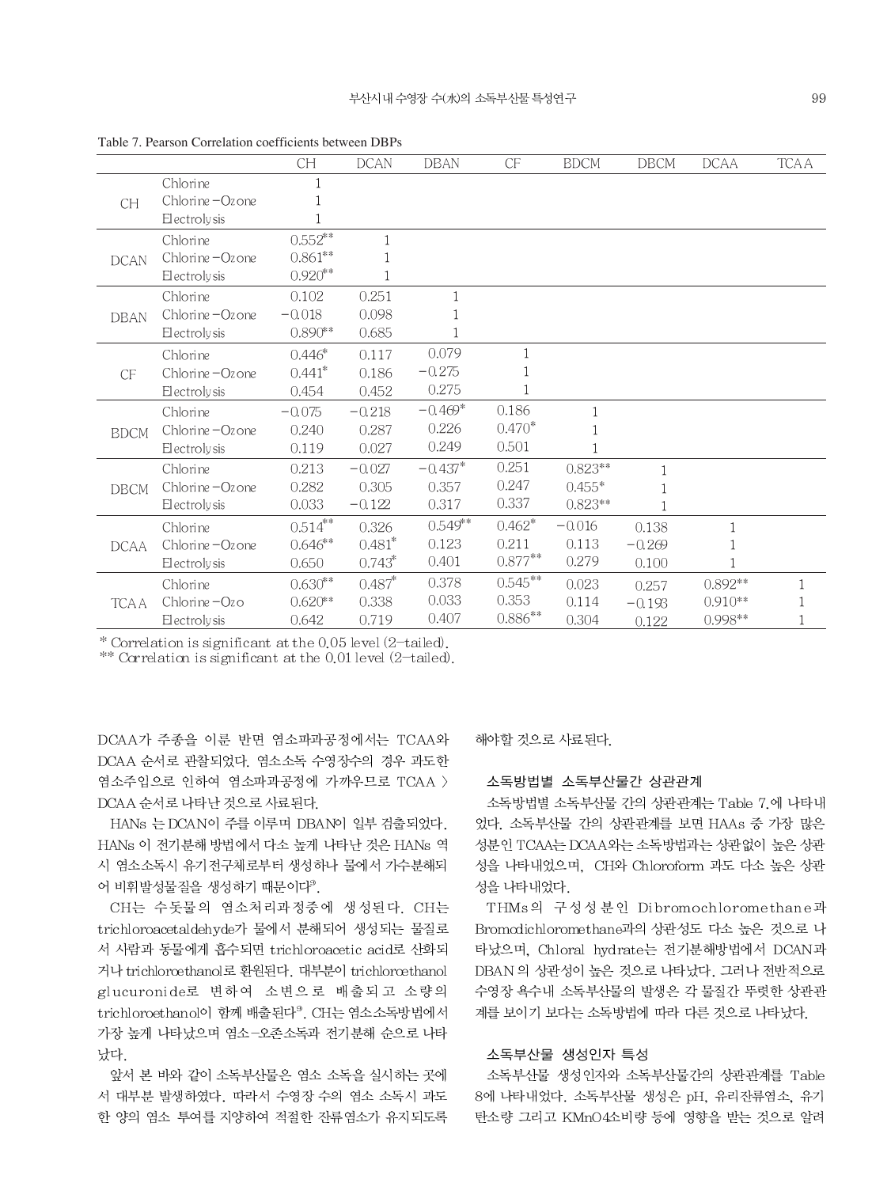Table 7. Pearson Correlation coefficients between DBPs

| | | CH | DCAN | DBAN | CF | BDCM | DBCM | DCAA | TCAA |
|---|---|---|---|---|---|---|---|---|---|
| CH | Chlorine | 1 | | | | | | | |
| | Chlorine-Ozone | 1 | | | | | | | |
| | Electrolysis | 1 | | | | | | | |
| DCAN | Chlorine | 0.552** | 1 | | | | | | |
| | Chlorine-Ozone | 0.861** | 1 | | | | | | |
| | Electrolysis | 0.920** | 1 | | | | | | |
| DBAN | Chlorine | 0.102 | 0.251 | 1 | | | | | |
| | Chlorine-Ozone | −0.018 | 0.098 | 1 | | | | | |
| | Electrolysis | 0.890** | 0.685 | 1 | | | | | |
| CF | Chlorine | 0.446* | 0.117 | 0.079 | 1 | | | | |
| | Chlorine-Ozone | 0.441* | 0.186 | −0.275 | 1 | | | | |
| | Electrolysis | 0.454 | 0.452 | 0.275 | 1 | | | | |
| BDCM | Chlorine | −0.075 | −0.218 | −0.469* | 0.186 | 1 | | | |
| | Chlorine-Ozone | 0.240 | 0.287 | 0.226 | 0.470* | 1 | | | |
| | Electrolysis | 0.119 | 0.027 | 0.249 | 0.501 | 1 | | | |
| DBCM | Chlorine | 0.213 | −0.027 | −0.437* | 0.251 | 0.823** | 1 | | |
| | Chlorine-Ozone | 0.282 | 0.305 | 0.357 | 0.247 | 0.455* | 1 | | |
| | Electrolysis | 0.033 | −0.122 | 0.317 | 0.337 | 0.823** | 1 | | |
| DCAA | Chlorine | 0.514** | 0.326 | 0.549** | 0.462* | −0.016 | 0.138 | 1 | |
| | Chlorine-Ozone | 0.646** | 0.481* | 0.123 | 0.211 | 0.113 | −0.269 | 1 | |
| | Electrolysis | 0.650 | 0.743* | 0.401 | 0.877** | 0.279 | 0.100 | 1 | |
| TCAA | Chlorine | 0.630** | 0.487* | 0.378 | 0.545** | 0.023 | 0.257 | 0.892** | 1 |
| | Chlorine-Ozo | 0.620** | 0.338 | 0.033 | 0.353 | 0.114 | −0.193 | 0.910** | 1 |
| | Electrolysis | 0.642 | 0.719 | 0.407 | 0.886** | 0.304 | 0.122 | 0.998** | 1 |

* Correlation is significant at the 0.05 level (2-tailed).
** Correlation is significant at the 0.01 level (2-tailed).

DCAA가 주종을 이룬 반면 염소파과공정에서는 TCAA와 DCAA 순서로 관찰되었다. 염소소독 수영장수의 경우 과도한 염소주입으로 인하여 염소파과공정에 가까우므로 TCAA > DCAA 순서로 나타난 것으로 사료된다.

HANs 는 DCAN이 주를 이루며 DBAN이 일부 검출되었다. HANs 이 전기분해 방법에서 다소 높게 나타난 것은 HANs 역시 염소소독시 유기전구체로부터 생성하나 물에서 가수분해되어 비휘발성물질을 생성하기 때문이다[9].

CH는 수돗물의 염소처리과정중에 생성된다. CH는 trichloroacetaldehyde가 물에서 분해되어 생성되는 물질로서 사람과 동물에게 흡수되면 trichloroacetic acid로 산화되거나 trichloroethanol로 환원된다. 대부분이 trichloroethanol glucuronide로 변하여 소변으로 배출되고 소량의 trichloroethanol이 함께 배출된다[9]. CH는 염소소독방법에서 가장 높게 나타났으며 염소-오존소독과 전기분해 순으로 나타났다.

앞서 본 바와 같이 소독부산물은 염소 소독을 실시하는 곳에서 대부분 발생하였다. 따라서 수영장 수의 염소 소독시 과도한 양의 염소 투여를 지양하여 적절한 잔류염소가 유지되도록 해야할 것으로 사료된다.

### 소독방법별 소독부산물간 상관관계

소독방법별 소독부산물 간의 상관관계는 Table 7.에 나타내었다. 소독부산물 간의 상관관계를 보면 HAAs 중 가장 많은 성분인 TCAA는 DCAA와는 소독방법과는 상관없이 높은 상관성을 나타내었으며, CH와 Chloroform 과도 다소 높은 상관성을 나타내었다.

THMs의 구성성분인 Dibromochloromethane과 Bromodichloromethane과의 상관성도 다소 높은 것으로 나타났으며, Chloral hydrate는 전기분해방법에서 DCAN과 DBAN 의 상관성이 높은 것으로 나타났다. 그러나 전반적으로 수영장 욕수내 소독부산물의 발생은 각 물질간 뚜렷한 상관관계를 보이기 보다는 소독방법에 따라 다른 것으로 나타났다.

### 소독부산물 생성인자 특성

소독부산물 생성인자와 소독부산물간의 상관관계를 Table 8에 나타내었다. 소독부산물 생성은 pH, 유리잔류염소, 유기탄소량 그리고 $KMnO_4$소비량 등에 영향을 받는 것으로 알려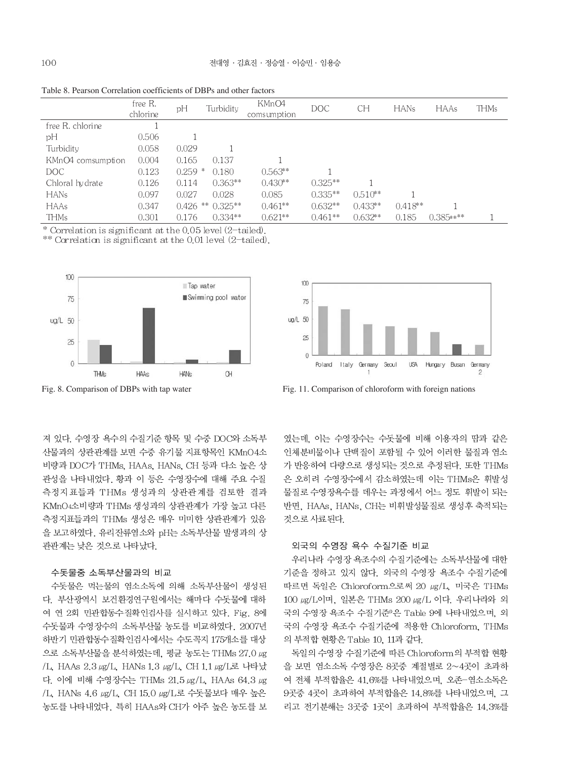Table 8. Pearson Correlation coefficients of DBPs and other factors

| | free R. chlorine | pH | Turbidity | KMnO4 comsumption | DOC | CH | HANs | HAAs | THMs |
|---|---|---|---|---|---|---|---|---|---|
| free R. chlorine | 1 | | | | | | | | |
| pH | 0.506 | 1 | | | | | | | |
| Turbidity | 0.058 | 0.029 | 1 | | | | | | |
| KMnO4 comsumption | 0.004 | 0.165 | 0.137 | 1 | | | | | |
| DOC | 0.123 | 0.259 * | 0.180 | 0.563** | 1 | | | | |
| Chloral hydrate | 0.126 | 0.114 | 0.363** | 0.430** | 0.325** | 1 | | | |
| HANs | 0.097 | 0.027 | 0.028 | 0.085 | 0.335** | 0.510** | 1 | | |
| HAAs | 0.347 | 0.426 ** | 0.325** | 0.461** | 0.632** | 0.433** | 0.418** | 1 | |
| THMs | 0.301 | 0.176 | 0.334** | 0.621** | 0.461** | 0.632** | 0.185 | 0.385**** | 1 |

* Correlation is significant at the 0.05 level (2-tailed).
** Correlation is significant at the 0.01 level (2-tailed).

100
75
ug/L 50
25
0
Tap water
Swimming pool water
THMs
HAAs
HANs
CH

Fig. 8. Comparison of DBPs with tap water

100
75
ug/L 50
25
0
Poland
Italy
Germany 1
Seoul
USA
Hungary
Busan
Germany 2

Fig. 11. Comparison of chloroform with foreign nations

져 있다. 수영장 욕수의 수질기준 항목 및 수중 DOC와 소독부산물과의 상관관계를 보면 수중 유기물 지표항목인 KMnO4소비량과 DOC가 THMs, HAAs, HANs, CH 등과 다소 높은 상관성을 나타내었다. 황과 이 등은 수영장수에 대해 주요 수질 측정지표들과 THMs 생성과의 상관관계를 검토한 결과 KMnO4소비량과 THMs 생성과의 상관관계가 가장 높고 다른 측정지표들과의 THMs 생성은 매우 미미한 상관관계가 있음을 보고하였다. 유리잔류염소와 pH는 소독부산물 발생과의 상관관계는 낮은 것으로 나타났다.

### 수돗물중 소독부산물과의 비교

수돗물은 먹는물의 염소소독에 의해 소독부산물이 생성된다. 부산광역시 보건환경연구원에서는 해마다 수돗물에 대하여 연 2회 민관합동수질확인검사를 실시하고 있다. Fig. 8에 수돗물과 수영장수의 소독부산물 농도를 비교하였다. 2007년 하반기 민관합동수질확인검사에서는 수도꼭지 175개소를 대상으로 소독부산물을 분석하였는데, 평균 농도는 THMs 27.0 ㎍/L, HAAs 2.3 ㎍/L, HANs 1.3 ㎍/L, CH 1.1 ㎍/L로 나타났다. 이에 비해 수영장수는 THMs 21.5 ㎍/L, HAAs 64.3 ㎍/L, HANs 4.6 ㎍/L, CH 15.0 ㎍/L로 수돗물보다 매우 높은 농도를 나타내었다. 특히 HAAs와 CH가 아주 높은 농도를 보였는데, 이는 수영장수는 수돗물에 비해 이용자의 땀과 같은 인체분비물이나 단백질이 포함될 수 있어 이러한 물질과 염소가 반응하여 다량으로 생성되는 것으로 추정된다. 또한 THMs은 오히려 수영장수에서 감소하였는데 이는 THMs은 휘발성물질로 수영장욕수를 데우는 과정에서 어느 정도 휘발이 되는 반면, HAAs, HANs, CH는 비휘발성물질로 생성후 축적되는 것으로 사료된다.

### 외국의 수영장 욕수 수질기준 비교

우리나라 수영장 욕조수의 수질기준에는 소독부산물에 대한 기준을 정하고 있지 않다. 외국의 수영장 욕조수 수질기준에 따르면 독일은 Chloroform으로써 20 ㎍/L, 미국은 THMs 100 ㎍/L이며, 일본은 THMs 200 ㎍/L 이다. 우리나라와 외국의 수영장 욕조수 수질기준[9]은 Table 9에 나타내었으며, 외국의 수영장 욕조수 수질기준에 적용한 Chloroform, THMs의 부적합 현황은 Table 10, 11과 같다.

독일의 수영장 수질기준에 따른 Chloroform의 부적합 현황을 보면 염소소독 수영장은 8곳중 계절별로 2~4곳이 초과하여 전체 부적합율은 41.6%를 나타내었으며, 오존-염소소독은 9곳중 4곳이 초과하여 부적합율은 14.8%를 나타내었으며, 그리고 전기분해는 3곳중 1곳이 초과하여 부적합율은 14.3%를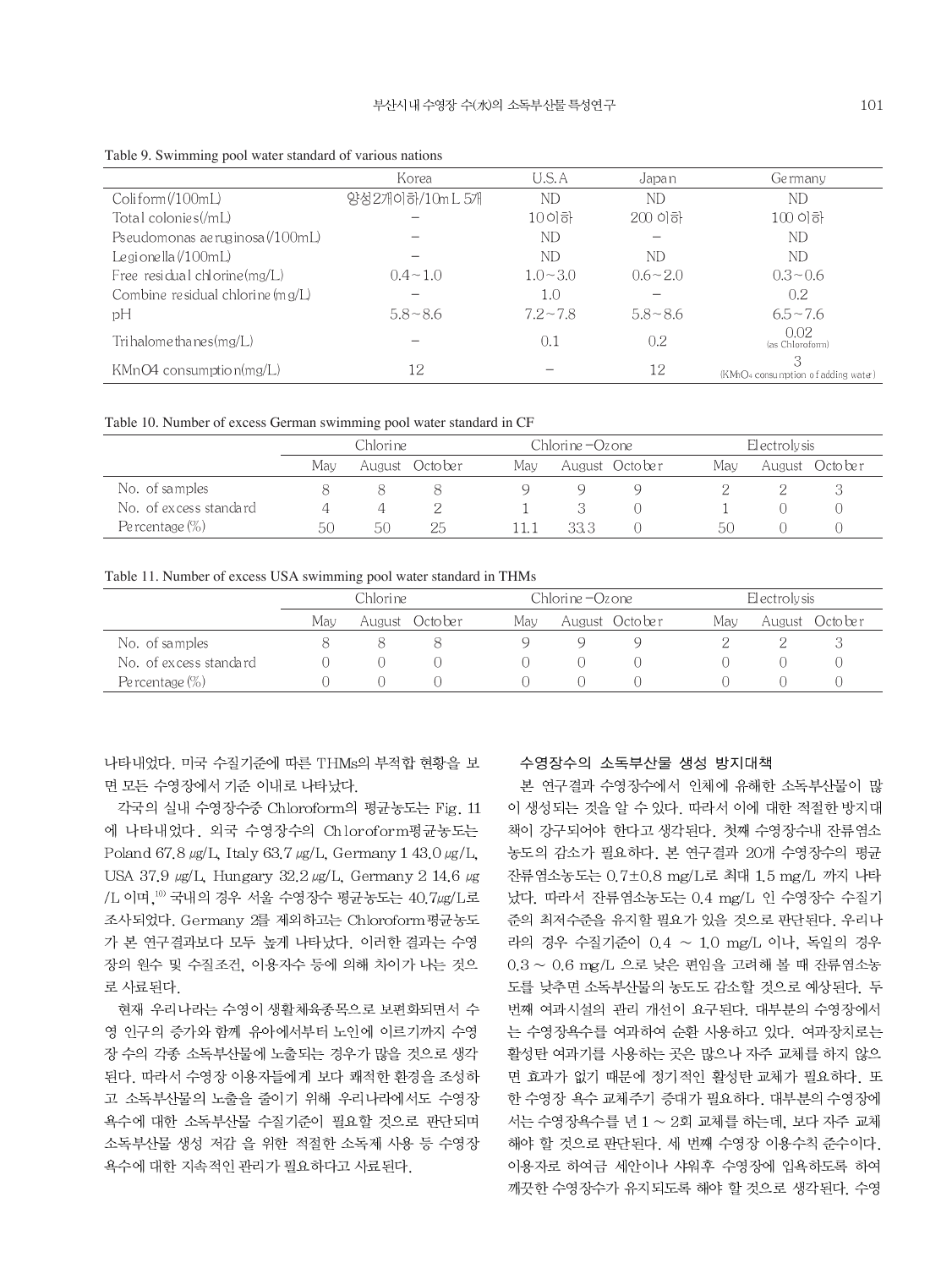Table 9. Swimming pool water standard of various nations

| | Korea | U.S.A | Japan | Germany |
|---|---|---|---|---|
| Coliform(/100mL) | 양성2개이하/10mL 5개 | ND | ND | ND |
| Total colonies(/mL) | – | 10이하 | 200 이하 | 100 이하 |
| Pseudomonas aeruginosa(/100mL) | – | ND | – | ND |
| Legionella(/100mL) | – | ND | ND | ND |
| Free residual chlorine(mg/L) | 0.4~1.0 | 1.0~3.0 | 0.6~2.0 | 0.3~0.6 |
| Combine residual chlorine(mg/L) | – | 1.0 | – | 0.2 |
| pH | 5.8~8.6 | 7.2~7.8 | 5.8~8.6 | 6.5~7.6 |
| Trihalomethanes(mg/L) | – | 0.1 | 0.2 | 0.02 (as Chloroform) |
| KMnO4 consumption(mg/L) | 12 | – | 12 | 3 (KMnO4 consumption of adding water) |

Table 10. Number of excess German swimming pool water standard in CF

| | Chlorine | | | Chlorine-Ozone | | | Electrolysis | | |
|---|---|---|---|---|---|---|---|---|---|
| | May | August | October | May | August | October | May | August | October |
| No. of samples | 8 | 8 | 8 | 9 | 9 | 9 | 2 | 2 | 3 |
| No. of excess standard | 4 | 4 | 2 | 1 | 3 | 0 | 1 | 0 | 0 |
| Percentage (%) | 50 | 50 | 25 | 11.1 | 33.3 | 0 | 50 | 0 | 0 |

Table 11. Number of excess USA swimming pool water standard in THMs

| | Chlorine | | | Chlorine-Ozone | | | Electrolysis | | |
|---|---|---|---|---|---|---|---|---|---|
| | May | August | October | May | August | October | May | August | October |
| No. of samples | 8 | 8 | 8 | 9 | 9 | 9 | 2 | 2 | 3 |
| No. of excess standard | 0 | 0 | 0 | 0 | 0 | 0 | 0 | 0 | 0 |
| Percentage (%) | 0 | 0 | 0 | 0 | 0 | 0 | 0 | 0 | 0 |

나타내었다. 미국 수질기준에 따른 THMs의 부적합 현황을 보면 모든 수영장에서 기준 이내로 나타났다.

각국의 실내 수영장수중 Chloroform의 평균농도는 Fig. 11에 나타내었다. 외국 수영장수의 Chloroform평균농도는 Poland 67.8 ㎍/L, Italy 63.7 ㎍/L, Germany 1 43.0 ㎍/L, USA 37.9 ㎍/L, Hungary 32.2 ㎍/L, Germany 2 14.6 ㎍/L 이며,[10] 국내의 경우 서울 수영장수 평균농도는 40.7㎍/L로 조사되었다. Germany 2를 제외하고는 Chloroform평균농도가 본 연구결과보다 모두 높게 나타났다. 이러한 결과는 수영장의 원수 및 수질조건, 이용자수 등에 의해 차이가 나는 것으로 사료된다.

현재 우리나라는 수영이 생활체육종목으로 보편화되면서 수영 인구의 증가와 함께 유아에서부터 노인에 이르기까지 수영장 수의 각종 소독부산물에 노출되는 경우가 많을 것으로 생각된다. 따라서 수영장 이용자들에게 보다 쾌적한 환경을 조성하고 소독부산물의 노출을 줄이기 위해 우리나라에서도 수영장 욕수에 대한 소독부산물 수질기준이 필요할 것으로 판단되며 소독부산물 생성 저감 을 위한 적절한 소독제 사용 등 수영장 욕수에 대한 지속적인 관리가 필요하다고 사료된다.

### 수영장수의 소독부산물 생성 방지대책

본 연구결과 수영장수에서 인체에 유해한 소독부산물이 많이 생성되는 것을 알 수 있다. 따라서 이에 대한 적절한 방지대책이 강구되어야 한다고 생각된다. 첫째 수영장수내 잔류염소농도의 감소가 필요하다. 본 연구결과 20개 수영장수의 평균 잔류염소농도는 0.7±0.8 mg/L로 최대 1.5 mg/L 까지 나타났다. 따라서 잔류염소농도는 0.4 mg/L 인 수영장수 수질기준의 최저수준을 유지할 필요가 있을 것으로 판단된다. 우리나라의 경우 수질기준이 0.4 ~ 1.0 mg/L 이나, 독일의 경우 0.3 ~ 0.6 mg/L 으로 낮은 편임을 고려해 볼 때 잔류염소농도를 낮추면 소독부산물의 농도도 감소할 것으로 예상된다. 두 번째 여과시설의 관리 개선이 요구된다. 대부분의 수영장에서는 수영장욕수를 여과하여 순환 사용하고 있다. 여과장치로는 활성탄 여과기를 사용하는 곳은 많으나 자주 교체를 하지 않으면 효과가 없기 때문에 정기적인 활성탄 교체가 필요하다. 또한 수영장 욕수 교체주기 증대가 필요하다. 대부분의 수영장에서는 수영장욕수를 년 1 ~ 2회 교체를 하는데, 보다 자주 교체해야 할 것으로 판단된다. 세 번째 수영장 이용수칙 준수이다. 이용자로 하여금 세안이나 샤워후 수영장에 입욕하도록 하여 깨끗한 수영장수가 유지되도록 해야 할 것으로 생각된다. 수영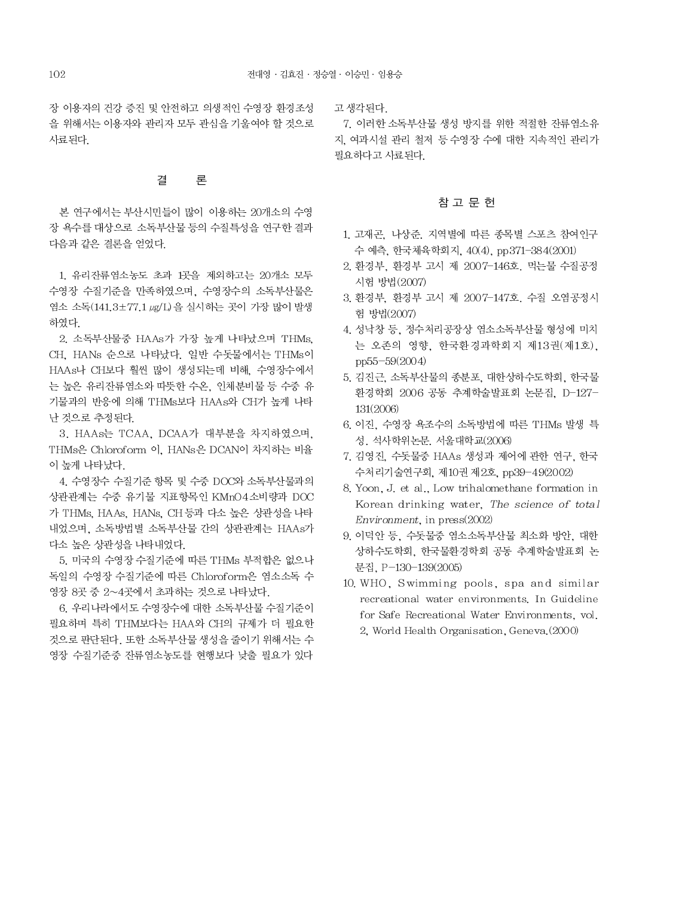장 이용자의 건강 증진 및 안전하고 의생적인 수영장 환경조성을 위해서는 이용자와 관리자 모두 관심을 기울여야 할 것으로 사료된다.

## 결 론

본 연구에서는 부산시민들이 많이 이용하는 20개소의 수영장 욕수를 대상으로 소독부산물 등의 수질특성을 연구한 결과 다음과 같은 결론을 얻었다.

1. 유리잔류염소농도 초과 1곳을 제외하고는 20개소 모두 수영장 수질기준을 만족하였으며, 수영장수의 소독부산물은 염소 소독(141.3±77.1 ㎍/L)을 실시하는 곳이 가장 많이 발생하였다.

2. 소독부산물중 HAAs가 가장 높게 나타났으며 THMs, CH, HANs 순으로 나타났다. 일반 수돗물에서는 THMs이 HAAs나 CH보다 훨씬 많이 생성되는데 비해, 수영장수에서는 높은 유리잔류염소와 따뜻한 수온, 인체분비물 등 수중 유기물과의 반응에 의해 THMs보다 HAAs와 CH가 높게 나타난 것으로 추정된다.

3. HAAs는 TCAA, DCAA가 대부분을 차지하였으며, THMs은 Chloroform 이, HANs은 DCAN이 차지하는 비율이 높게 나타났다.

4. 수영장수 수질기준 항목 및 수중 DOC와 소독부산물과의 상관관계는 수중 유기물 지표항목인 KMnO4소비량과 DOC가 THMs, HAAs, HANs, CH 등과 다소 높은 상관성을 나타내었으며, 소독방법별 소독부산물 간의 상관관계는 HAAs가 다소 높은 상관성을 나타내었다.

5. 미국의 수영장 수질기준에 따른 THMs 부적합은 없으나 독일의 수영장 수질기준에 따른 Chloroform은 염소소독 수영장 8곳 중 2~4곳에서 초과하는 것으로 나타났다.

6. 우리나라에서도 수영장수에 대한 소독부산물 수질기준이 필요하며 특히 THM보다는 HAA와 CH의 규제가 더 필요한 것으로 판단된다. 또한 소독부산물 생성을 줄이기 위해서는 수영장 수질기준중 잔류염소농도를 현행보다 낮출 필요가 있다고 생각된다.

7. 이러한 소독부산물 생성 방지를 위한 적절한 잔류염소유지, 여과시설 관리 철저 등 수영장 수에 대한 지속적인 관리가 필요하다고 사료된다.

## 참 고 문 헌

1. 고재곤, 나상준. 지역별에 따른 종목별 스포츠 참여인구수 예측, 한국체육학회지, 40(4), pp371-384(2001)
2. 환경부, 환경부 고시 제 2007-146호. 먹는물 수질공정시험 방법(2007)
3. 환경부, 환경부 고시 제 2007-147호. 수질 오염공정시험 방법(2007)
4. 성낙창 등, 정수처리공장상 염소소독부산물 형성에 미치는 오존의 영향, 한국환경과학회지 제13권(제1호), pp55-59(2004)
5. 김진근, 소독부산물의 종분포, 대한상하수도학회, 한국물환경학회 2006 공동 추계학술발표회 논문집, D-127-131(2006)
6. 이진, 수영장 욕조수의 소독방법에 따른 THMs 발생 특성. 석사학위논문. 서울대학교(2006)
7. 김영진, 수돗물중 HAAs 생성과 제어에 관한 연구, 한국수처리기술연구회, 제10권 제2호, pp39-49(2002)
8. Yoon, J. et al., Low trihalomethane formation in Korean drinking water, *The science of total Environment*, in press(2002)
9. 이덕안 등, 수돗물중 염소소독부산물 최소화 방안, 대한상하수도학회, 한국물환경학회 공동 추계학술발표회 논문집, P-130-139(2005)
10. WHO, Swimming pools, spa and similar recreational water environments. In Guideline for Safe Recreational Water Environments, vol. 2, World Health Organisation, Geneva.(2000)